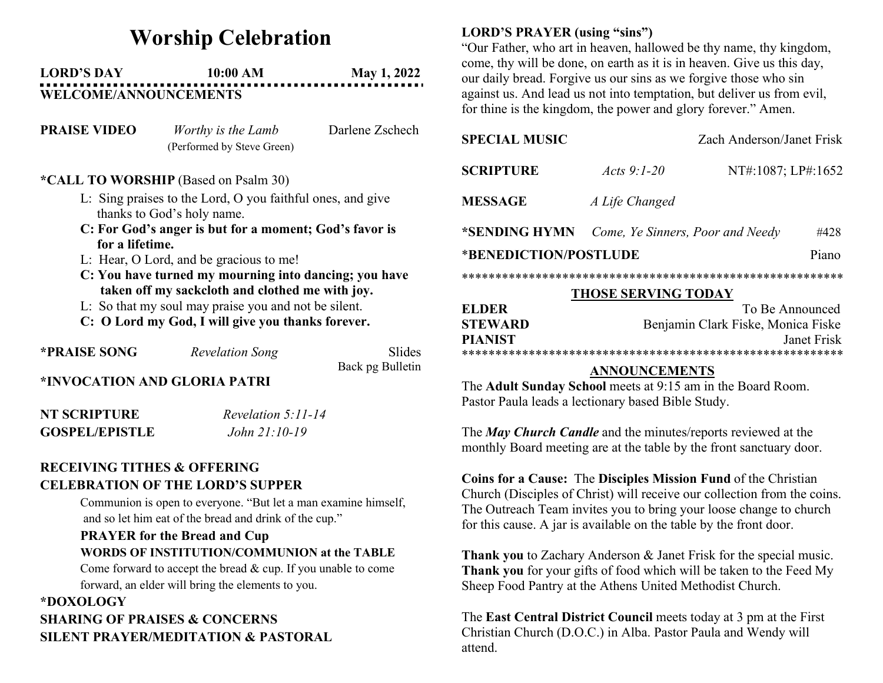# Worship Celebration

**LORD'S DAY** **10:00 AM** **May 1, 2022**

**WELCOME/ANNOUNCEMENTS**

**PRAISE VIDEO** *Worthy is the Lamb* Darlene Zschech
(Performed by Steve Green)

**\*CALL TO WORSHIP** (Based on Psalm 30)

L: Sing praises to the Lord, O you faithful ones, and give thanks to God's holy name.

**C: For God's anger is but for a moment; God's favor is for a lifetime.**

L: Hear, O Lord, and be gracious to me!

**C: You have turned my mourning into dancing; you have taken off my sackcloth and clothed me with joy.**

L: So that my soul may praise you and not be silent.

**C: O Lord my God, I will give you thanks forever.**

**\*PRAISE SONG** *Revelation Song* Slides
Back pg Bulletin

**\*INVOCATION AND GLORIA PATRI**

**NT SCRIPTURE** *Revelation 5:11-14*

**GOSPEL/EPISTLE** *John 21:10-19*

**RECEIVING TITHES & OFFERING**

**CELEBRATION OF THE LORD'S SUPPER**

Communion is open to everyone. "But let a man examine himself, and so let him eat of the bread and drink of the cup."

**PRAYER for the Bread and Cup**

**WORDS OF INSTITUTION/COMMUNION at the TABLE**

Come forward to accept the bread & cup. If you unable to come forward, an elder will bring the elements to you.

**\*DOXOLOGY**

**SHARING OF PRAISES & CONCERNS**

**SILENT PRAYER/MEDITATION & PASTORAL**

**LORD'S PRAYER (using "sins")**

"Our Father, who art in heaven, hallowed be thy name, thy kingdom, come, thy will be done, on earth as it is in heaven. Give us this day, our daily bread. Forgive us our sins as we forgive those who sin against us. And lead us not into temptation, but deliver us from evil, for thine is the kingdom, the power and glory forever." Amen.

**SPECIAL MUSIC** Zach Anderson/Janet Frisk

**SCRIPTURE** *Acts 9:1-20* NT#:1087; LP#:1652

**MESSAGE** *A Life Changed*

**\*SENDING HYMN** *Come, Ye Sinners, Poor and Needy* #428

\***BENEDICTION/POSTLUDE** Piano

**********************************************************

**THOSE SERVING TODAY**

**ELDER** To Be Announced
**STEWARD** Benjamin Clark Fiske, Monica Fiske
**PIANIST** Janet Frisk

**********************************************************

**ANNOUNCEMENTS**

The **Adult Sunday School** meets at 9:15 am in the Board Room. Pastor Paula leads a lectionary based Bible Study.

The ***May Church Candle*** and the minutes/reports reviewed at the monthly Board meeting are at the table by the front sanctuary door.

**Coins for a Cause:** The **Disciples Mission Fund** of the Christian Church (Disciples of Christ) will receive our collection from the coins. The Outreach Team invites you to bring your loose change to church for this cause. A jar is available on the table by the front door.

**Thank you** to Zachary Anderson & Janet Frisk for the special music.
**Thank you** for your gifts of food which will be taken to the Feed My Sheep Food Pantry at the Athens United Methodist Church.

The **East Central District Council** meets today at 3 pm at the First Christian Church (D.O.C.) in Alba. Pastor Paula and Wendy will attend.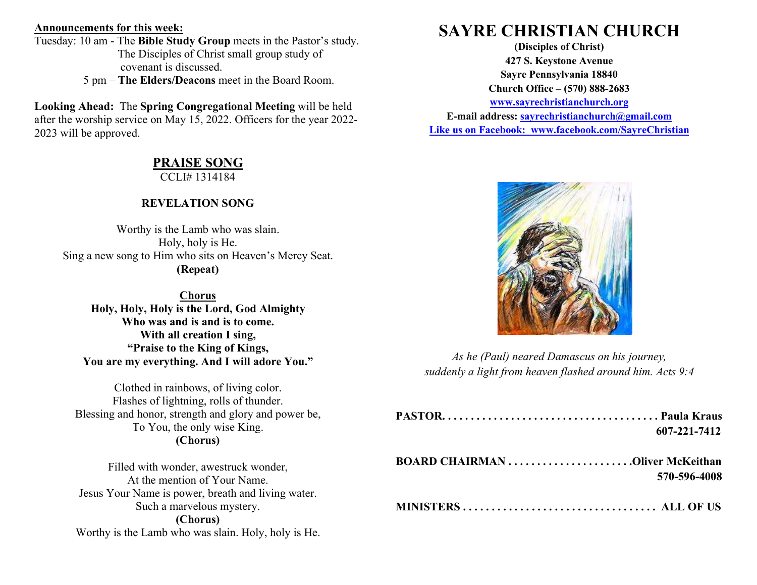**Announcements for this week:**

Tuesday: 10 am - The **Bible Study Group** meets in the Pastor's study. The Disciples of Christ small group study of covenant is discussed.

5 pm – **The Elders/Deacons** meet in the Board Room.

**Looking Ahead:** The **Spring Congregational Meeting** will be held after the worship service on May 15, 2022. Officers for the year 2022-2023 will be approved.

## PRAISE SONG

CCLI# 1314184

**REVELATION SONG**

Worthy is the Lamb who was slain.
Holy, holy is He.
Sing a new song to Him who sits on Heaven's Mercy Seat.
**(Repeat)**

**Chorus**
**Holy, Holy, Holy is the Lord, God Almighty**
**Who was and is and is to come.**
**With all creation I sing,**
**"Praise to the King of Kings,**
**You are my everything. And I will adore You."**

Clothed in rainbows, of living color.
Flashes of lightning, rolls of thunder.
Blessing and honor, strength and glory and power be,
To You, the only wise King.
**(Chorus)**

Filled with wonder, awestruck wonder,
At the mention of Your Name.
Jesus Your Name is power, breath and living water.
Such a marvelous mystery.
**(Chorus)**
Worthy is the Lamb who was slain. Holy, holy is He.

# SAYRE CHRISTIAN CHURCH

**(Disciples of Christ)**
**427 S. Keystone Avenue**
**Sayre Pennsylvania 18840**
**Church Office – (570) 888-2683**
**www.sayrechristianchurch.org**
**E-mail address: sayrechristianchurch@gmail.com**
**Like us on Facebook: www.facebook.com/SayreChristian**

*As he (Paul) neared Damascus on his journey, suddenly a light from heaven flashed around him. Acts 9:4*

**PASTOR. . . . . . . . . . . . . . . . . . . . . . . . . . . . . . . . . . . . . . Paula Kraus**
**607-221-7412**

**BOARD CHAIRMAN . . . . . . . . . . . . . . . . . . . . . .Oliver McKeithan**
**570-596-4008**

**MINISTERS . . . . . . . . . . . . . . . . . . . . . . . . . . . . . . . . . ALL OF US**